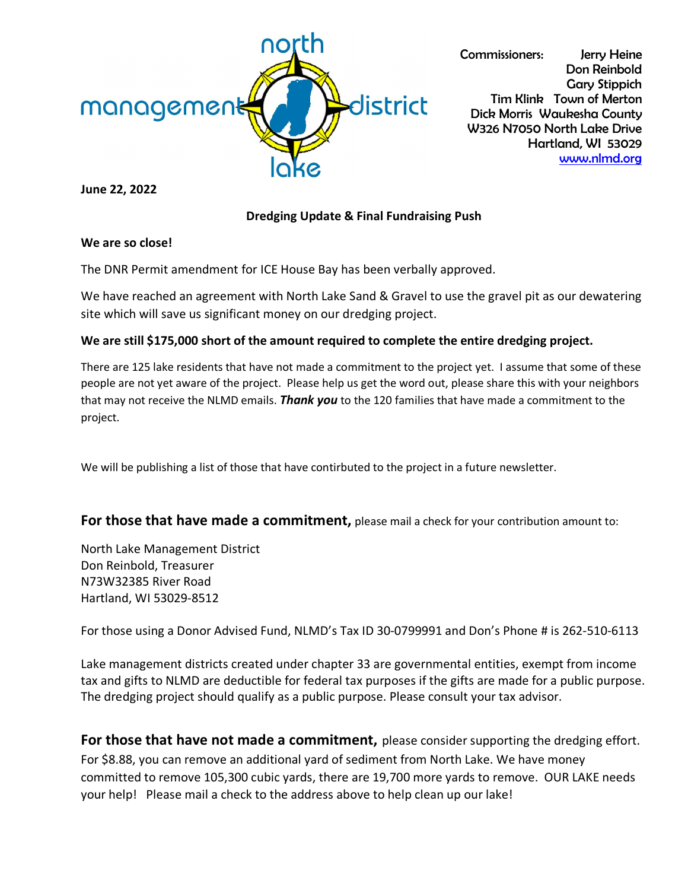north management district lake

Commissioners: Jerry Heine
Don Reinbold
Gary Stippich
Tim Klink Town of Merton
Dick Morris Waukesha County
W326 N7050 North Lake Drive
Hartland, WI 53029
[www.nlmd.org](http://www.nlmd.org)

**June 22, 2022**

## Dredging Update & Final Fundraising Push

**We are so close!**

The DNR Permit amendment for ICE House Bay has been verbally approved.

We have reached an agreement with North Lake Sand & Gravel to use the gravel pit as our dewatering site which will save us significant money on our dredging project.

**We are still $175,000 short of the amount required to complete the entire dredging project.**

There are 125 lake residents that have not made a commitment to the project yet. I assume that some of these people are not yet aware of the project. Please help us get the word out, please share this with your neighbors that may not receive the NLMD emails. ***Thank you*** to the 120 families that have made a commitment to the project.

We will be publishing a list of those that have contirbuted to the project in a future newsletter.

**For those that have made a commitment,** please mail a check for your contribution amount to:

North Lake Management District
Don Reinbold, Treasurer
N73W32385 River Road
Hartland, WI 53029-8512

For those using a Donor Advised Fund, NLMD's Tax ID 30-0799991 and Don's Phone # is 262-510-6113

Lake management districts created under chapter 33 are governmental entities, exempt from income tax and gifts to NLMD are deductible for federal tax purposes if the gifts are made for a public purpose. The dredging project should qualify as a public purpose. Please consult your tax advisor.

**For those that have not made a commitment,** please consider supporting the dredging effort. For $8.88, you can remove an additional yard of sediment from North Lake. We have money committed to remove 105,300 cubic yards, there are 19,700 more yards to remove. OUR LAKE needs your help! Please mail a check to the address above to help clean up our lake!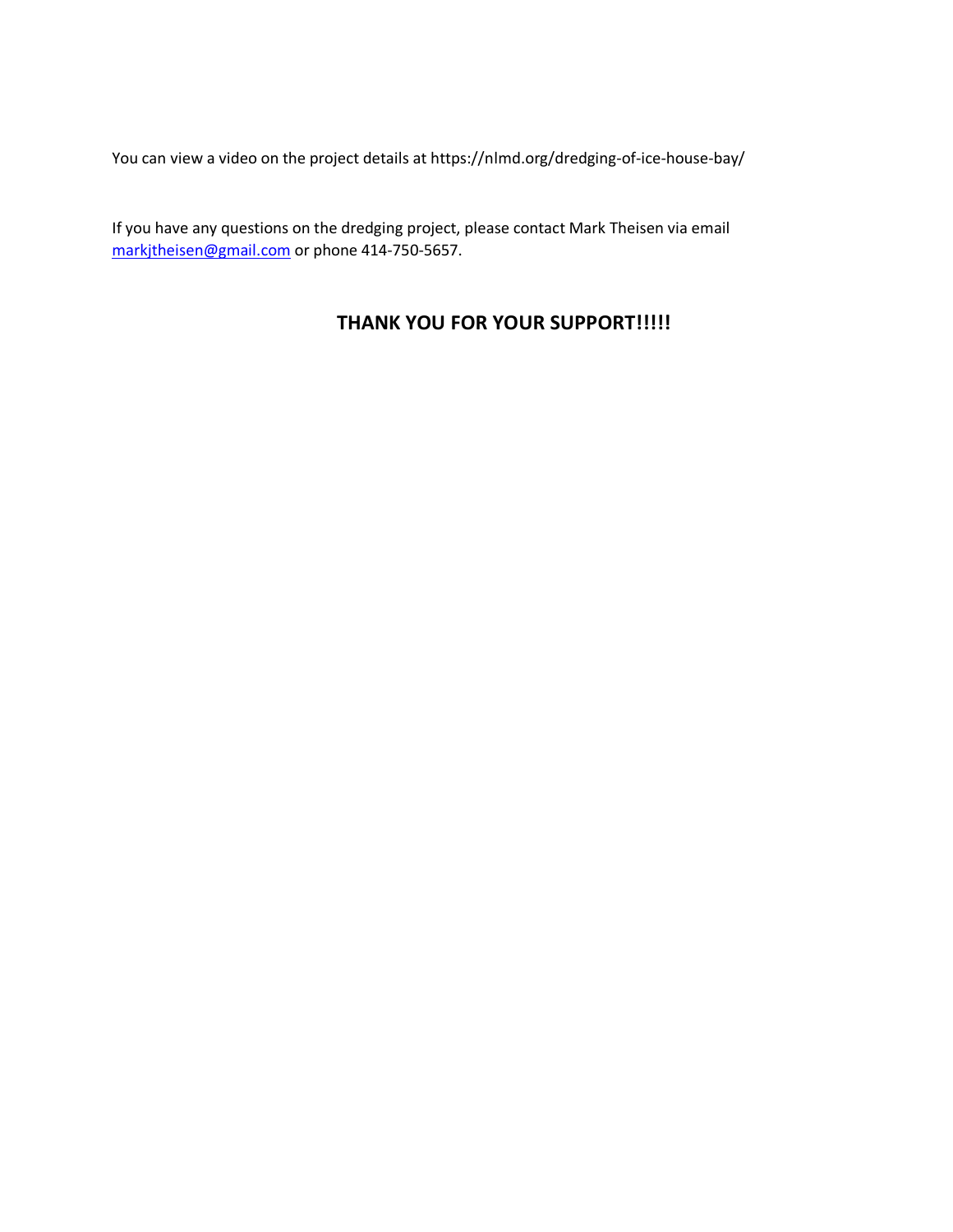You can view a video on the project details at https://nlmd.org/dredging-of-ice-house-bay/

If you have any questions on the dredging project, please contact Mark Theisen via email markjtheisen@gmail.com or phone 414-750-5657.

**THANK YOU FOR YOUR SUPPORT!!!!!**